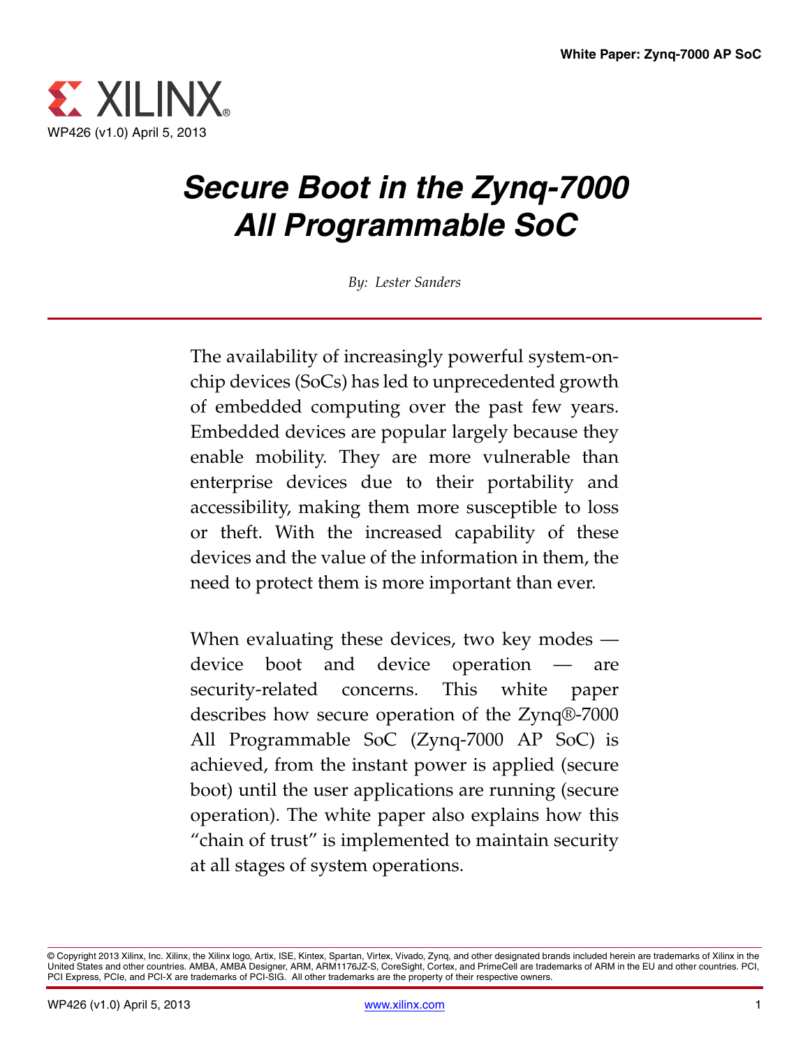WP426 (v1.0) April 5, 2013

# Secure Boot in the Zynq-7000 All Programmable SoC

*By: Lester Sanders*

The availability of increasingly powerful system-on-chip devices (SoCs) has led to unprecedented growth of embedded computing over the past few years. Embedded devices are popular largely because they enable mobility. They are more vulnerable than enterprise devices due to their portability and accessibility, making them more susceptible to loss or theft. With the increased capability of these devices and the value of the information in them, the need to protect them is more important than ever.

When evaluating these devices, two key modes — device boot and device operation — are security-related concerns. This white paper describes how secure operation of the Zynq®-7000 All Programmable SoC (Zynq-7000 AP SoC) is achieved, from the instant power is applied (secure boot) until the user applications are running (secure operation). The white paper also explains how this "chain of trust" is implemented to maintain security at all stages of system operations.

© Copyright 2013 Xilinx, Inc. Xilinx, the Xilinx logo, Artix, ISE, Kintex, Spartan, Virtex, Vivado, Zynq, and other designated brands included herein are trademarks of Xilinx in the United States and other countries. AMBA, AMBA Designer, ARM, ARM1176JZ-S, CoreSight, Cortex, and PrimeCell are trademarks of ARM in the EU and other countries. PCI, PCI Express, PCIe, and PCI-X are trademarks of PCI-SIG. All other trademarks are the property of their respective owners.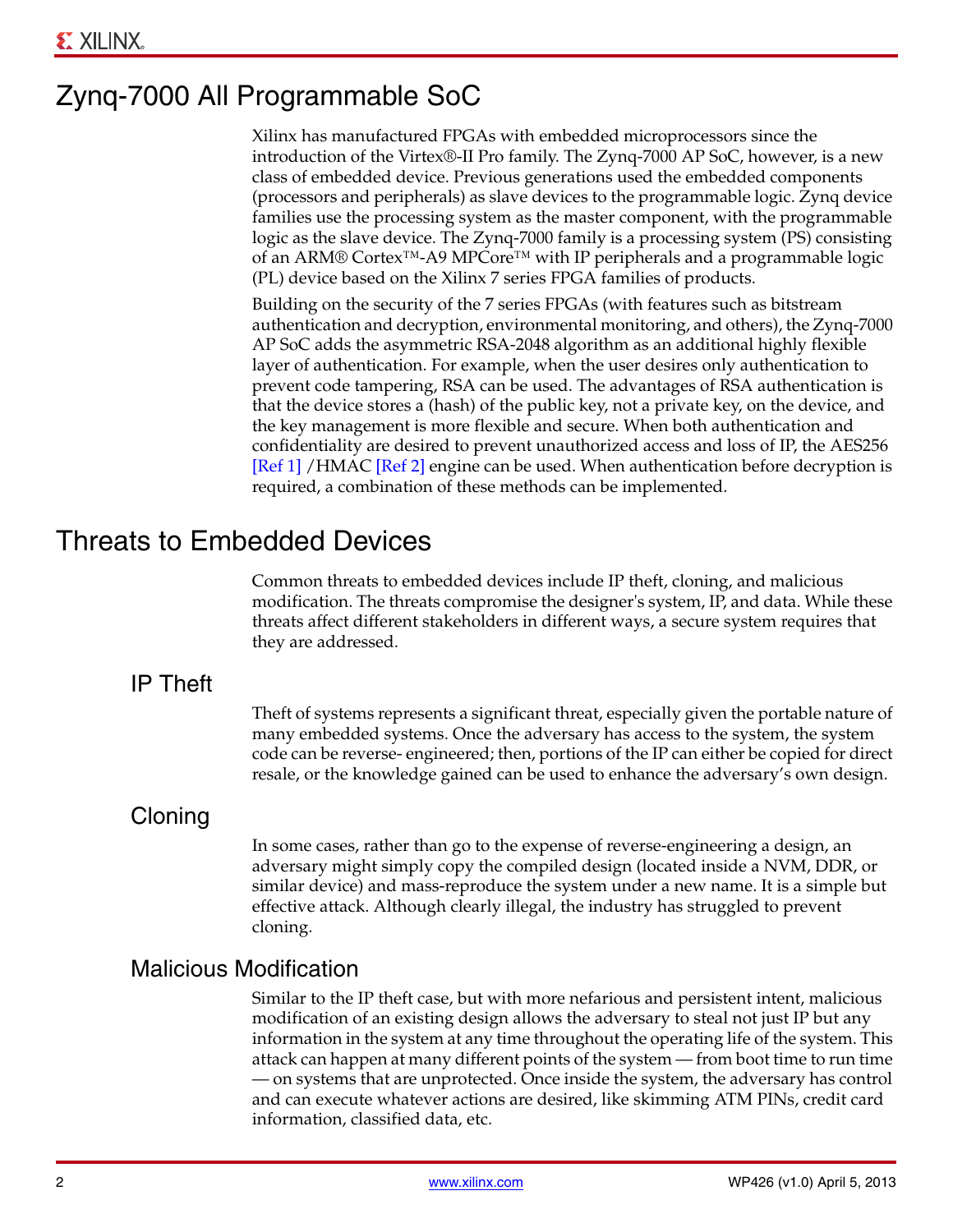# Zynq-7000 All Programmable SoC

Xilinx has manufactured FPGAs with embedded microprocessors since the introduction of the Virtex®-II Pro family. The Zynq-7000 AP SoC, however, is a new class of embedded device. Previous generations used the embedded components (processors and peripherals) as slave devices to the programmable logic. Zynq device families use the processing system as the master component, with the programmable logic as the slave device. The Zynq-7000 family is a processing system (PS) consisting of an ARM® Cortex™-A9 MPCore™ with IP peripherals and a programmable logic (PL) device based on the Xilinx 7 series FPGA families of products.

Building on the security of the 7 series FPGAs (with features such as bitstream authentication and decryption, environmental monitoring, and others), the Zynq-7000 AP SoC adds the asymmetric RSA-2048 algorithm as an additional highly flexible layer of authentication. For example, when the user desires only authentication to prevent code tampering, RSA can be used. The advantages of RSA authentication is that the device stores a (hash) of the public key, not a private key, on the device, and the key management is more flexible and secure. When both authentication and confidentiality are desired to prevent unauthorized access and loss of IP, the AES256 [Ref 1] /HMAC [Ref 2] engine can be used. When authentication before decryption is required, a combination of these methods can be implemented.

# Threats to Embedded Devices

Common threats to embedded devices include IP theft, cloning, and malicious modification. The threats compromise the designer's system, IP, and data. While these threats affect different stakeholders in different ways, a secure system requires that they are addressed.

## IP Theft

Theft of systems represents a significant threat, especially given the portable nature of many embedded systems. Once the adversary has access to the system, the system code can be reverse- engineered; then, portions of the IP can either be copied for direct resale, or the knowledge gained can be used to enhance the adversary's own design.

## Cloning

In some cases, rather than go to the expense of reverse-engineering a design, an adversary might simply copy the compiled design (located inside a NVM, DDR, or similar device) and mass-reproduce the system under a new name. It is a simple but effective attack. Although clearly illegal, the industry has struggled to prevent cloning.

## Malicious Modification

Similar to the IP theft case, but with more nefarious and persistent intent, malicious modification of an existing design allows the adversary to steal not just IP but any information in the system at any time throughout the operating life of the system. This attack can happen at many different points of the system — from boot time to run time — on systems that are unprotected. Once inside the system, the adversary has control and can execute whatever actions are desired, like skimming ATM PINs, credit card information, classified data, etc.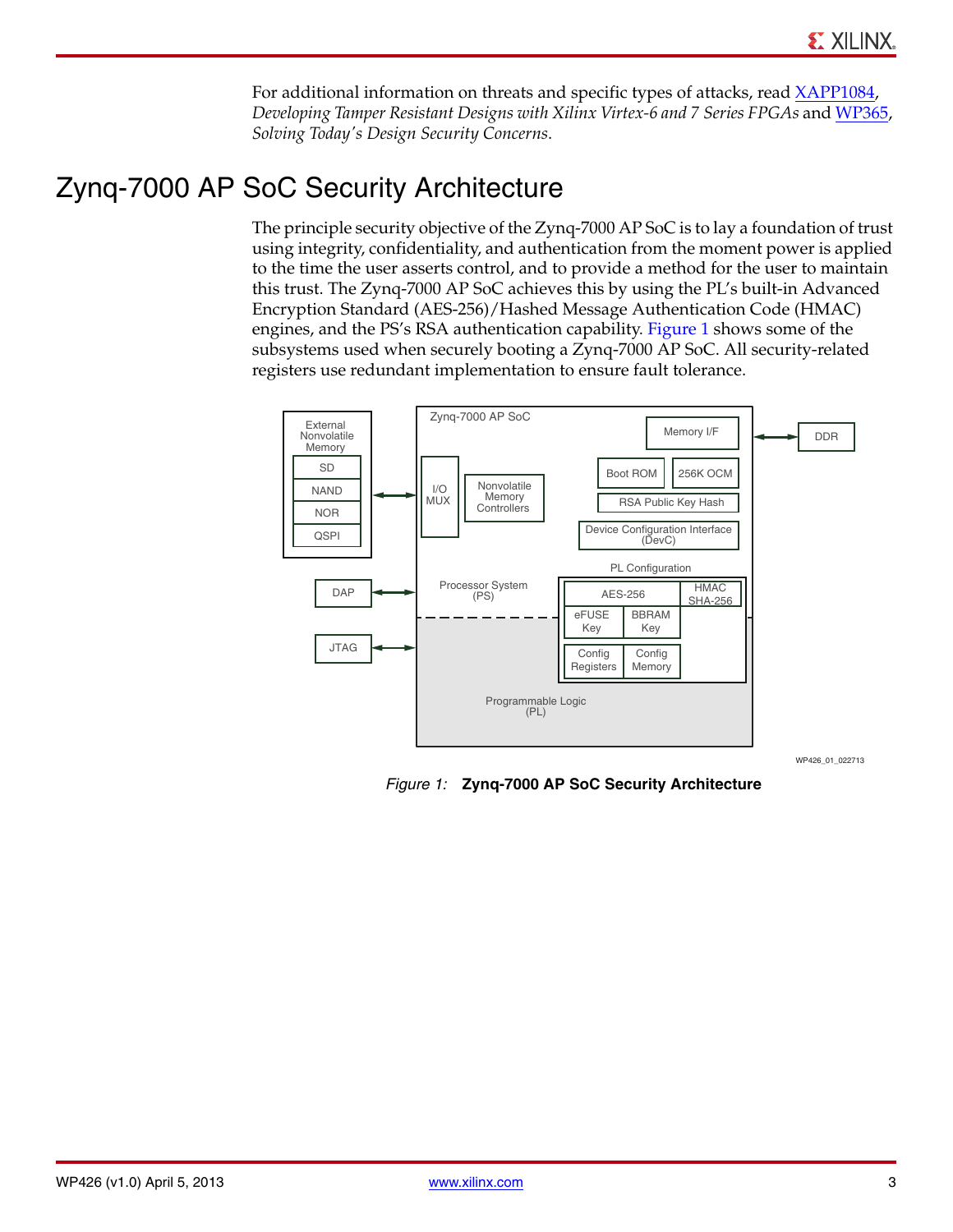For additional information on threats and specific types of attacks, read XAPP1084, *Developing Tamper Resistant Designs with Xilinx Virtex-6 and 7 Series FPGAs* and WP365, *Solving Today's Design Security Concerns*.

# Zynq-7000 AP SoC Security Architecture

The principle security objective of the Zynq-7000 AP SoC is to lay a foundation of trust using integrity, confidentiality, and authentication from the moment power is applied to the time the user asserts control, and to provide a method for the user to maintain this trust. The Zynq-7000 AP SoC achieves this by using the PL's built-in Advanced Encryption Standard (AES-256)/Hashed Message Authentication Code (HMAC) engines, and the PS's RSA authentication capability. Figure 1 shows some of the subsystems used when securely booting a Zynq-7000 AP SoC. All security-related registers use redundant implementation to ensure fault tolerance.

*Figure 1:* **Zynq-7000 AP SoC Security Architecture**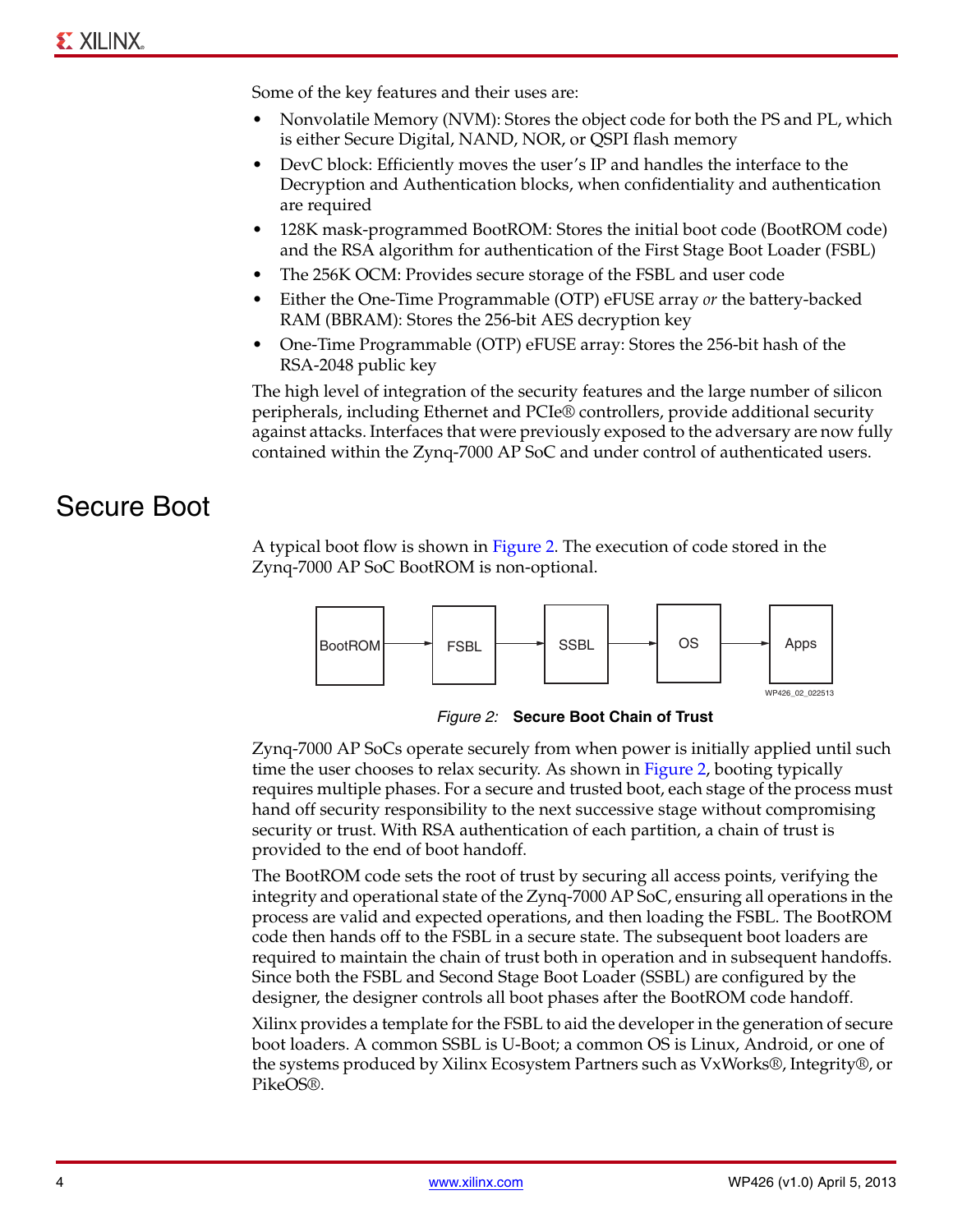Some of the key features and their uses are:

- Nonvolatile Memory (NVM): Stores the object code for both the PS and PL, which is either Secure Digital, NAND, NOR, or QSPI flash memory
- DevC block: Efficiently moves the user's IP and handles the interface to the Decryption and Authentication blocks, when confidentiality and authentication are required
- 128K mask-programmed BootROM: Stores the initial boot code (BootROM code) and the RSA algorithm for authentication of the First Stage Boot Loader (FSBL)
- The 256K OCM: Provides secure storage of the FSBL and user code
- Either the One-Time Programmable (OTP) eFUSE array *or* the battery-backed RAM (BBRAM): Stores the 256-bit AES decryption key
- One-Time Programmable (OTP) eFUSE array: Stores the 256-bit hash of the RSA-2048 public key

The high level of integration of the security features and the large number of silicon peripherals, including Ethernet and PCIe® controllers, provide additional security against attacks. Interfaces that were previously exposed to the adversary are now fully contained within the Zynq-7000 AP SoC and under control of authenticated users.

# Secure Boot

A typical boot flow is shown in Figure 2. The execution of code stored in the Zynq-7000 AP SoC BootROM is non-optional.

BootROM → FSBL → SSBL → OS → Apps

WP426_02_022513

*Figure 2:* **Secure Boot Chain of Trust**

Zynq-7000 AP SoCs operate securely from when power is initially applied until such time the user chooses to relax security. As shown in Figure 2, booting typically requires multiple phases. For a secure and trusted boot, each stage of the process must hand off security responsibility to the next successive stage without compromising security or trust. With RSA authentication of each partition, a chain of trust is provided to the end of boot handoff.

The BootROM code sets the root of trust by securing all access points, verifying the integrity and operational state of the Zynq-7000 AP SoC, ensuring all operations in the process are valid and expected operations, and then loading the FSBL. The BootROM code then hands off to the FSBL in a secure state. The subsequent boot loaders are required to maintain the chain of trust both in operation and in subsequent handoffs. Since both the FSBL and Second Stage Boot Loader (SSBL) are configured by the designer, the designer controls all boot phases after the BootROM code handoff.

Xilinx provides a template for the FSBL to aid the developer in the generation of secure boot loaders. A common SSBL is U-Boot; a common OS is Linux, Android, or one of the systems produced by Xilinx Ecosystem Partners such as VxWorks®, Integrity®, or PikeOS®.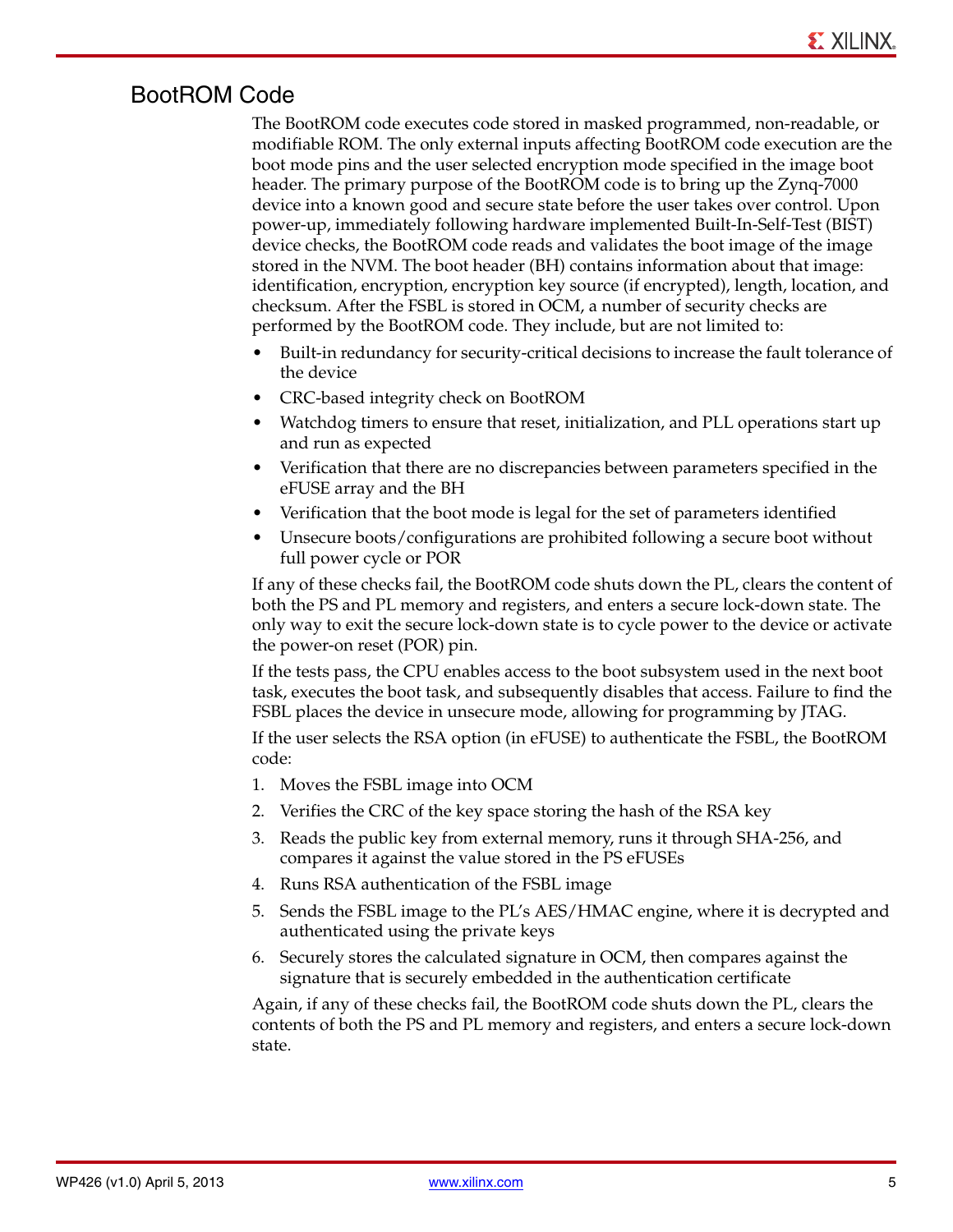## BootROM Code

The BootROM code executes code stored in masked programmed, non-readable, or modifiable ROM. The only external inputs affecting BootROM code execution are the boot mode pins and the user selected encryption mode specified in the image boot header. The primary purpose of the BootROM code is to bring up the Zynq-7000 device into a known good and secure state before the user takes over control. Upon power-up, immediately following hardware implemented Built-In-Self-Test (BIST) device checks, the BootROM code reads and validates the boot image of the image stored in the NVM. The boot header (BH) contains information about that image: identification, encryption, encryption key source (if encrypted), length, location, and checksum. After the FSBL is stored in OCM, a number of security checks are performed by the BootROM code. They include, but are not limited to:

- Built-in redundancy for security-critical decisions to increase the fault tolerance of the device
- CRC-based integrity check on BootROM
- Watchdog timers to ensure that reset, initialization, and PLL operations start up and run as expected
- Verification that there are no discrepancies between parameters specified in the eFUSE array and the BH
- Verification that the boot mode is legal for the set of parameters identified
- Unsecure boots/configurations are prohibited following a secure boot without full power cycle or POR

If any of these checks fail, the BootROM code shuts down the PL, clears the content of both the PS and PL memory and registers, and enters a secure lock-down state. The only way to exit the secure lock-down state is to cycle power to the device or activate the power-on reset (POR) pin.

If the tests pass, the CPU enables access to the boot subsystem used in the next boot task, executes the boot task, and subsequently disables that access. Failure to find the FSBL places the device in unsecure mode, allowing for programming by JTAG.

If the user selects the RSA option (in eFUSE) to authenticate the FSBL, the BootROM code:

1. Moves the FSBL image into OCM
2. Verifies the CRC of the key space storing the hash of the RSA key
3. Reads the public key from external memory, runs it through SHA-256, and compares it against the value stored in the PS eFUSEs
4. Runs RSA authentication of the FSBL image
5. Sends the FSBL image to the PL's AES/HMAC engine, where it is decrypted and authenticated using the private keys
6. Securely stores the calculated signature in OCM, then compares against the signature that is securely embedded in the authentication certificate

Again, if any of these checks fail, the BootROM code shuts down the PL, clears the contents of both the PS and PL memory and registers, and enters a secure lock-down state.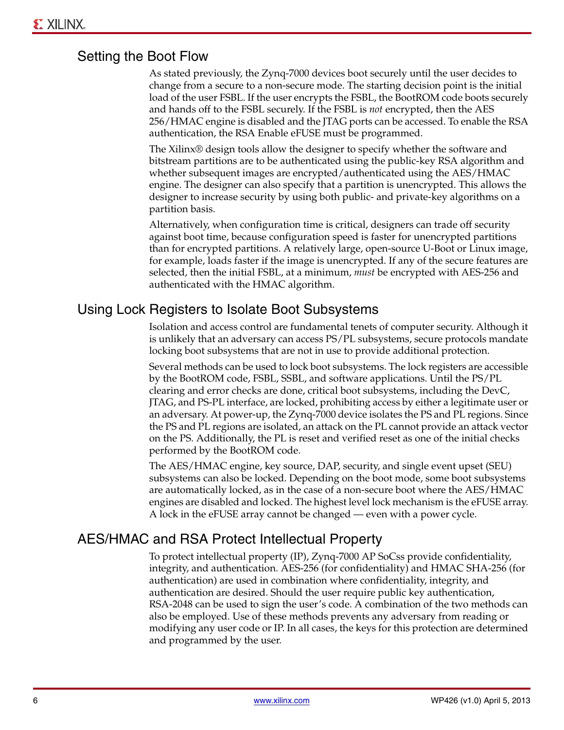## Setting the Boot Flow

As stated previously, the Zynq-7000 devices boot securely until the user decides to change from a secure to a non-secure mode. The starting decision point is the initial load of the user FSBL. If the user encrypts the FSBL, the BootROM code boots securely and hands off to the FSBL securely. If the FSBL is *not* encrypted, then the AES 256/HMAC engine is disabled and the JTAG ports can be accessed. To enable the RSA authentication, the RSA Enable eFUSE must be programmed.

The Xilinx® design tools allow the designer to specify whether the software and bitstream partitions are to be authenticated using the public-key RSA algorithm and whether subsequent images are encrypted/authenticated using the AES/HMAC engine. The designer can also specify that a partition is unencrypted. This allows the designer to increase security by using both public- and private-key algorithms on a partition basis.

Alternatively, when configuration time is critical, designers can trade off security against boot time, because configuration speed is faster for unencrypted partitions than for encrypted partitions. A relatively large, open-source U-Boot or Linux image, for example, loads faster if the image is unencrypted. If any of the secure features are selected, then the initial FSBL, at a minimum, *must* be encrypted with AES-256 and authenticated with the HMAC algorithm.

## Using Lock Registers to Isolate Boot Subsystems

Isolation and access control are fundamental tenets of computer security. Although it is unlikely that an adversary can access PS/PL subsystems, secure protocols mandate locking boot subsystems that are not in use to provide additional protection.

Several methods can be used to lock boot subsystems. The lock registers are accessible by the BootROM code, FSBL, SSBL, and software applications. Until the PS/PL clearing and error checks are done, critical boot subsystems, including the DevC, JTAG, and PS-PL interface, are locked, prohibiting access by either a legitimate user or an adversary. At power-up, the Zynq-7000 device isolates the PS and PL regions. Since the PS and PL regions are isolated, an attack on the PL cannot provide an attack vector on the PS. Additionally, the PL is reset and verified reset as one of the initial checks performed by the BootROM code.

The AES/HMAC engine, key source, DAP, security, and single event upset (SEU) subsystems can also be locked. Depending on the boot mode, some boot subsystems are automatically locked, as in the case of a non-secure boot where the AES/HMAC engines are disabled and locked. The highest level lock mechanism is the eFUSE array. A lock in the eFUSE array cannot be changed — even with a power cycle.

## AES/HMAC and RSA Protect Intellectual Property

To protect intellectual property (IP), Zynq-7000 AP SoCss provide confidentiality, integrity, and authentication. AES-256 (for confidentiality) and HMAC SHA-256 (for authentication) are used in combination where confidentiality, integrity, and authentication are desired. Should the user require public key authentication, RSA-2048 can be used to sign the user's code. A combination of the two methods can also be employed. Use of these methods prevents any adversary from reading or modifying any user code or IP. In all cases, the keys for this protection are determined and programmed by the user.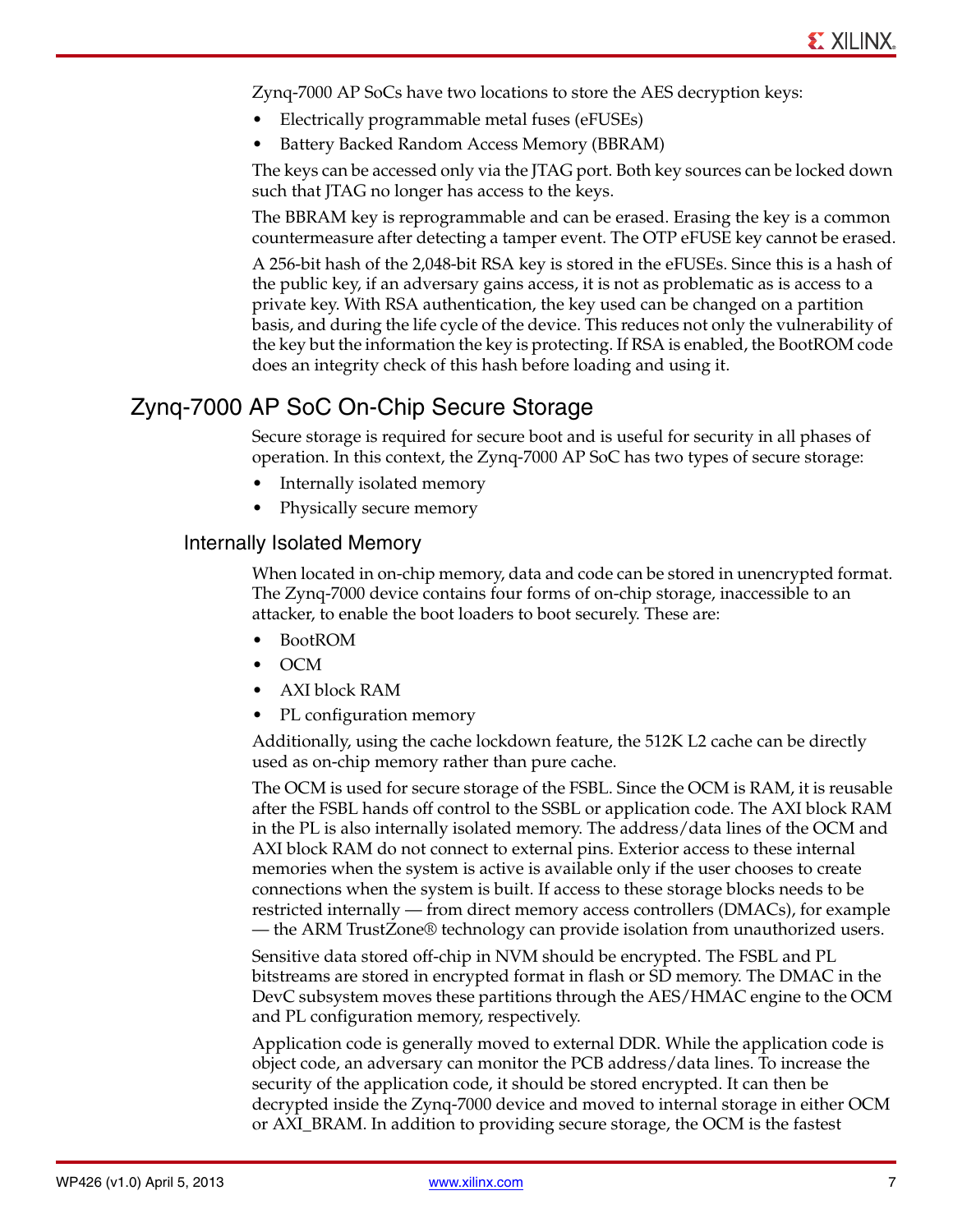Zynq-7000 AP SoCs have two locations to store the AES decryption keys:

- Electrically programmable metal fuses (eFUSEs)
- Battery Backed Random Access Memory (BBRAM)

The keys can be accessed only via the JTAG port. Both key sources can be locked down such that JTAG no longer has access to the keys.

The BBRAM key is reprogrammable and can be erased. Erasing the key is a common countermeasure after detecting a tamper event. The OTP eFUSE key cannot be erased.

A 256-bit hash of the 2,048-bit RSA key is stored in the eFUSEs. Since this is a hash of the public key, if an adversary gains access, it is not as problematic as is access to a private key. With RSA authentication, the key used can be changed on a partition basis, and during the life cycle of the device. This reduces not only the vulnerability of the key but the information the key is protecting. If RSA is enabled, the BootROM code does an integrity check of this hash before loading and using it.

## Zynq-7000 AP SoC On-Chip Secure Storage

Secure storage is required for secure boot and is useful for security in all phases of operation. In this context, the Zynq-7000 AP SoC has two types of secure storage:

- Internally isolated memory
- Physically secure memory

### Internally Isolated Memory

When located in on-chip memory, data and code can be stored in unencrypted format. The Zynq-7000 device contains four forms of on-chip storage, inaccessible to an attacker, to enable the boot loaders to boot securely. These are:

- BootROM
- OCM
- AXI block RAM
- PL configuration memory

Additionally, using the cache lockdown feature, the 512K L2 cache can be directly used as on-chip memory rather than pure cache.

The OCM is used for secure storage of the FSBL. Since the OCM is RAM, it is reusable after the FSBL hands off control to the SSBL or application code. The AXI block RAM in the PL is also internally isolated memory. The address/data lines of the OCM and AXI block RAM do not connect to external pins. Exterior access to these internal memories when the system is active is available only if the user chooses to create connections when the system is built. If access to these storage blocks needs to be restricted internally — from direct memory access controllers (DMACs), for example — the ARM TrustZone® technology can provide isolation from unauthorized users.

Sensitive data stored off-chip in NVM should be encrypted. The FSBL and PL bitstreams are stored in encrypted format in flash or SD memory. The DMAC in the DevC subsystem moves these partitions through the AES/HMAC engine to the OCM and PL configuration memory, respectively.

Application code is generally moved to external DDR. While the application code is object code, an adversary can monitor the PCB address/data lines. To increase the security of the application code, it should be stored encrypted. It can then be decrypted inside the Zynq-7000 device and moved to internal storage in either OCM or AXI_BRAM. In addition to providing secure storage, the OCM is the fastest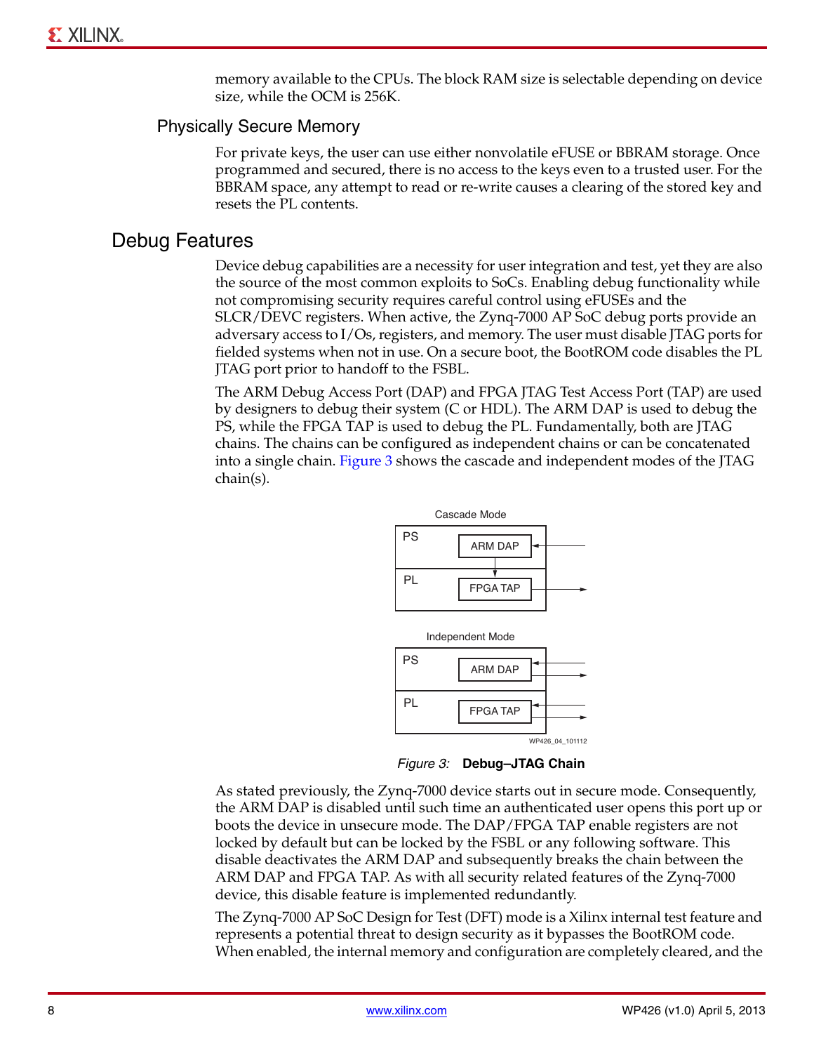memory available to the CPUs. The block RAM size is selectable depending on device size, while the OCM is 256K.

### Physically Secure Memory

For private keys, the user can use either nonvolatile eFUSE or BBRAM storage. Once programmed and secured, there is no access to the keys even to a trusted user. For the BBRAM space, any attempt to read or re-write causes a clearing of the stored key and resets the PL contents.

## Debug Features

Device debug capabilities are a necessity for user integration and test, yet they are also the source of the most common exploits to SoCs. Enabling debug functionality while not compromising security requires careful control using eFUSEs and the SLCR/DEVC registers. When active, the Zynq-7000 AP SoC debug ports provide an adversary access to I/Os, registers, and memory. The user must disable JTAG ports for fielded systems when not in use. On a secure boot, the BootROM code disables the PL JTAG port prior to handoff to the FSBL.

The ARM Debug Access Port (DAP) and FPGA JTAG Test Access Port (TAP) are used by designers to debug their system (C or HDL). The ARM DAP is used to debug the PS, while the FPGA TAP is used to debug the PL. Fundamentally, both are JTAG chains. The chains can be configured as independent chains or can be concatenated into a single chain. Figure 3 shows the cascade and independent modes of the JTAG chain(s).

*Figure 3:* **Debug–JTAG Chain**

As stated previously, the Zynq-7000 device starts out in secure mode. Consequently, the ARM DAP is disabled until such time an authenticated user opens this port up or boots the device in unsecure mode. The DAP/FPGA TAP enable registers are not locked by default but can be locked by the FSBL or any following software. This disable deactivates the ARM DAP and subsequently breaks the chain between the ARM DAP and FPGA TAP. As with all security related features of the Zynq-7000 device, this disable feature is implemented redundantly.

The Zynq-7000 AP SoC Design for Test (DFT) mode is a Xilinx internal test feature and represents a potential threat to design security as it bypasses the BootROM code. When enabled, the internal memory and configuration are completely cleared, and the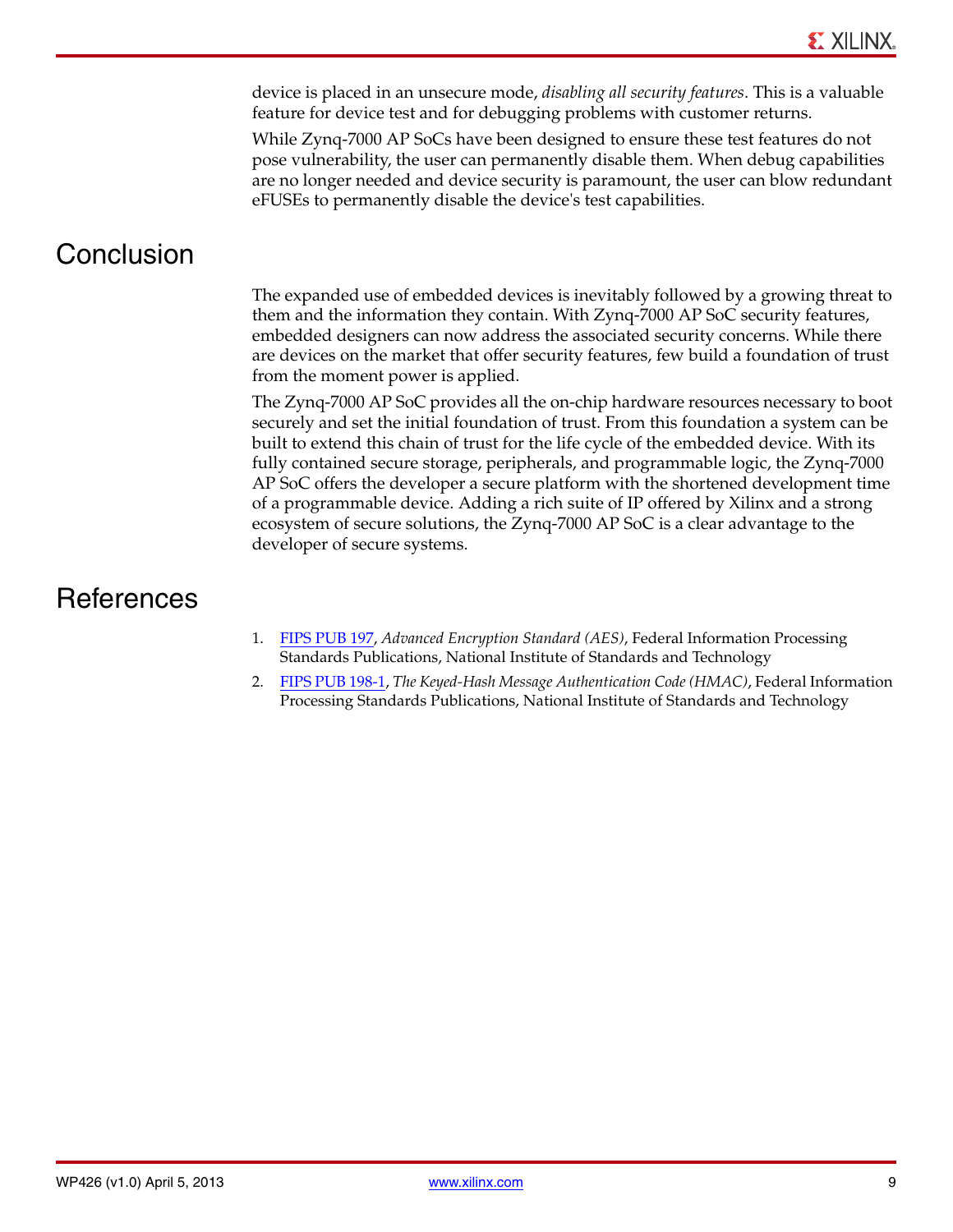device is placed in an unsecure mode, *disabling all security features*. This is a valuable feature for device test and for debugging problems with customer returns.

While Zynq-7000 AP SoCs have been designed to ensure these test features do not pose vulnerability, the user can permanently disable them. When debug capabilities are no longer needed and device security is paramount, the user can blow redundant eFUSEs to permanently disable the device's test capabilities.

# Conclusion

The expanded use of embedded devices is inevitably followed by a growing threat to them and the information they contain. With Zynq-7000 AP SoC security features, embedded designers can now address the associated security concerns. While there are devices on the market that offer security features, few build a foundation of trust from the moment power is applied.

The Zynq-7000 AP SoC provides all the on-chip hardware resources necessary to boot securely and set the initial foundation of trust. From this foundation a system can be built to extend this chain of trust for the life cycle of the embedded device. With its fully contained secure storage, peripherals, and programmable logic, the Zynq-7000 AP SoC offers the developer a secure platform with the shortened development time of a programmable device. Adding a rich suite of IP offered by Xilinx and a strong ecosystem of secure solutions, the Zynq-7000 AP SoC is a clear advantage to the developer of secure systems.

# References

1. FIPS PUB 197, *Advanced Encryption Standard (AES)*, Federal Information Processing Standards Publications, National Institute of Standards and Technology
2. FIPS PUB 198-1, *The Keyed-Hash Message Authentication Code (HMAC)*, Federal Information Processing Standards Publications, National Institute of Standards and Technology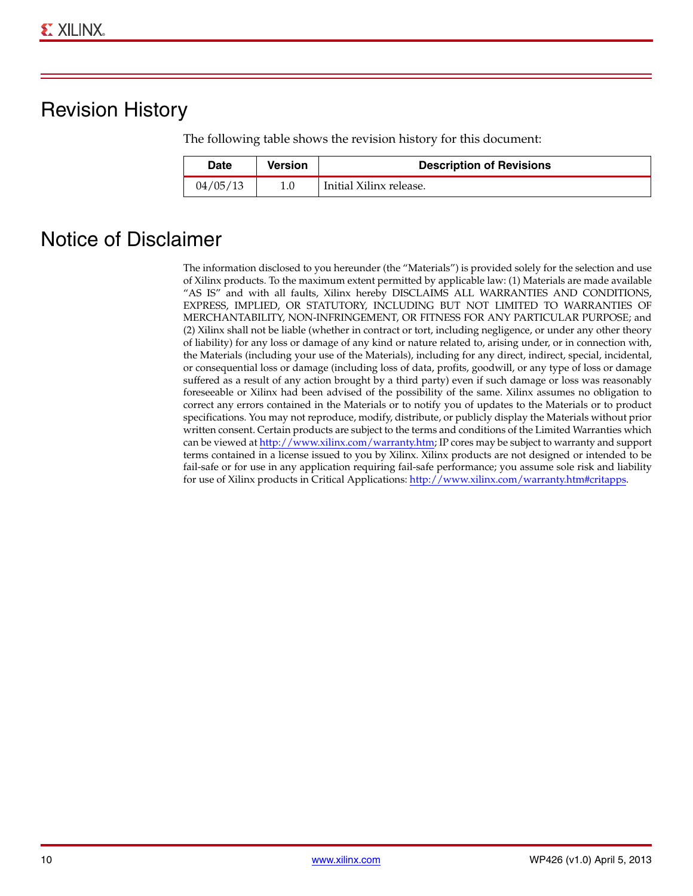## Revision History

The following table shows the revision history for this document:

| Date | Version | Description of Revisions |
|---|---|---|
| 04/05/13 | 1.0 | Initial Xilinx release. |

## Notice of Disclaimer

The information disclosed to you hereunder (the "Materials") is provided solely for the selection and use of Xilinx products. To the maximum extent permitted by applicable law: (1) Materials are made available "AS IS" and with all faults, Xilinx hereby DISCLAIMS ALL WARRANTIES AND CONDITIONS, EXPRESS, IMPLIED, OR STATUTORY, INCLUDING BUT NOT LIMITED TO WARRANTIES OF MERCHANTABILITY, NON-INFRINGEMENT, OR FITNESS FOR ANY PARTICULAR PURPOSE; and (2) Xilinx shall not be liable (whether in contract or tort, including negligence, or under any other theory of liability) for any loss or damage of any kind or nature related to, arising under, or in connection with, the Materials (including your use of the Materials), including for any direct, indirect, special, incidental, or consequential loss or damage (including loss of data, profits, goodwill, or any type of loss or damage suffered as a result of any action brought by a third party) even if such damage or loss was reasonably foreseeable or Xilinx had been advised of the possibility of the same. Xilinx assumes no obligation to correct any errors contained in the Materials or to notify you of updates to the Materials or to product specifications. You may not reproduce, modify, distribute, or publicly display the Materials without prior written consent. Certain products are subject to the terms and conditions of the Limited Warranties which can be viewed at http://www.xilinx.com/warranty.htm; IP cores may be subject to warranty and support terms contained in a license issued to you by Xilinx. Xilinx products are not designed or intended to be fail-safe or for use in any application requiring fail-safe performance; you assume sole risk and liability for use of Xilinx products in Critical Applications: http://www.xilinx.com/warranty.htm#critapps.